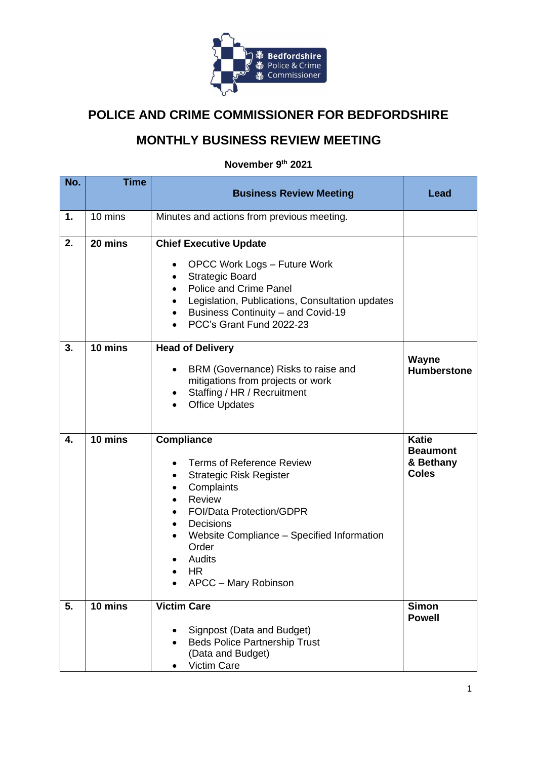# POLICE AND CRIME COMMISSIONER FOR BEDFORDSHIRE

## MONTHLY BUSINESS REVIEW MEETING

**November 9th 2021**

| No. | Time | Business Review Meeting | Lead |
|---|---|---|---|
| **1.** | 10 mins | Minutes and actions from previous meeting. | |
| **2.** | **20 mins** | **Chief Executive Update**<br>• OPCC Work Logs – Future Work<br>• Strategic Board<br>• Police and Crime Panel<br>• Legislation, Publications, Consultation updates<br>• Business Continuity – and Covid-19<br>• PCC's Grant Fund 2022-23 | |
| **3.** | **10 mins** | **Head of Delivery**<br>• BRM (Governance) Risks to raise and mitigations from projects or work<br>• Staffing / HR / Recruitment<br>• Office Updates | **Wayne Humberstone** |
| **4.** | **10 mins** | **Compliance**<br>• Terms of Reference Review<br>• Strategic Risk Register<br>• Complaints<br>• Review<br>• FOI/Data Protection/GDPR<br>• Decisions<br>• Website Compliance – Specified Information Order<br>• Audits<br>• HR<br>• APCC – Mary Robinson | **Katie Beaumont & Bethany Coles** |
| **5.** | **10 mins** | **Victim Care**<br>• Signpost (Data and Budget)<br>• Beds Police Partnership Trust (Data and Budget)<br>• Victim Care | **Simon Powell** |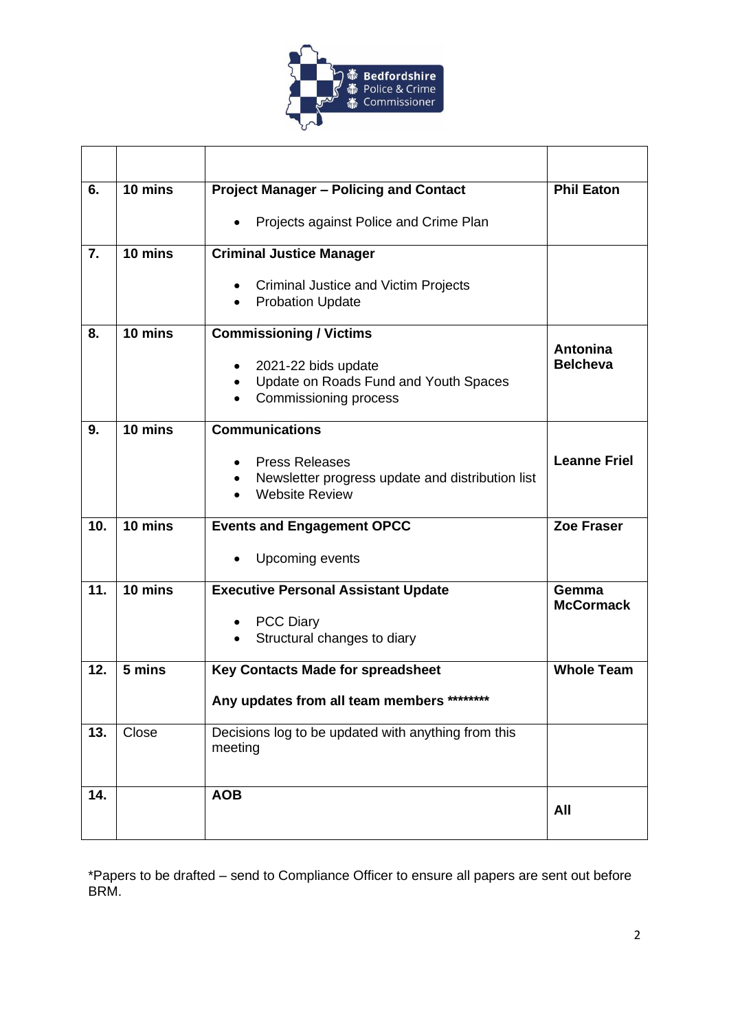| | | | |
|---|---|---|---|
| | | | |
| **6.** | **10 mins** | **Project Manager – Policing and Contact**<br><br>• Projects against Police and Crime Plan | **Phil Eaton** |
| **7.** | **10 mins** | **Criminal Justice Manager**<br><br>• Criminal Justice and Victim Projects<br>• Probation Update | |
| **8.** | **10 mins** | **Commissioning / Victims**<br><br>• 2021-22 bids update<br>• Update on Roads Fund and Youth Spaces<br>• Commissioning process | **Antonina Belcheva** |
| **9.** | **10 mins** | **Communications**<br><br>• Press Releases<br>• Newsletter progress update and distribution list<br>• Website Review | **Leanne Friel** |
| **10.** | **10 mins** | **Events and Engagement OPCC**<br><br>• Upcoming events | **Zoe Fraser** |
| **11.** | **10 mins** | **Executive Personal Assistant Update**<br><br>• PCC Diary<br>• Structural changes to diary | **Gemma McCormack** |
| **12.** | **5 mins** | **Key Contacts Made for spreadsheet**<br><br>**Any updates from all team members \*\*\*\*\*\*\*\*** | **Whole Team** |
| **13.** | Close | Decisions log to be updated with anything from this meeting | |
| **14.** | | **AOB** | **All** |

*Papers to be drafted – send to Compliance Officer to ensure all papers are sent out before BRM.